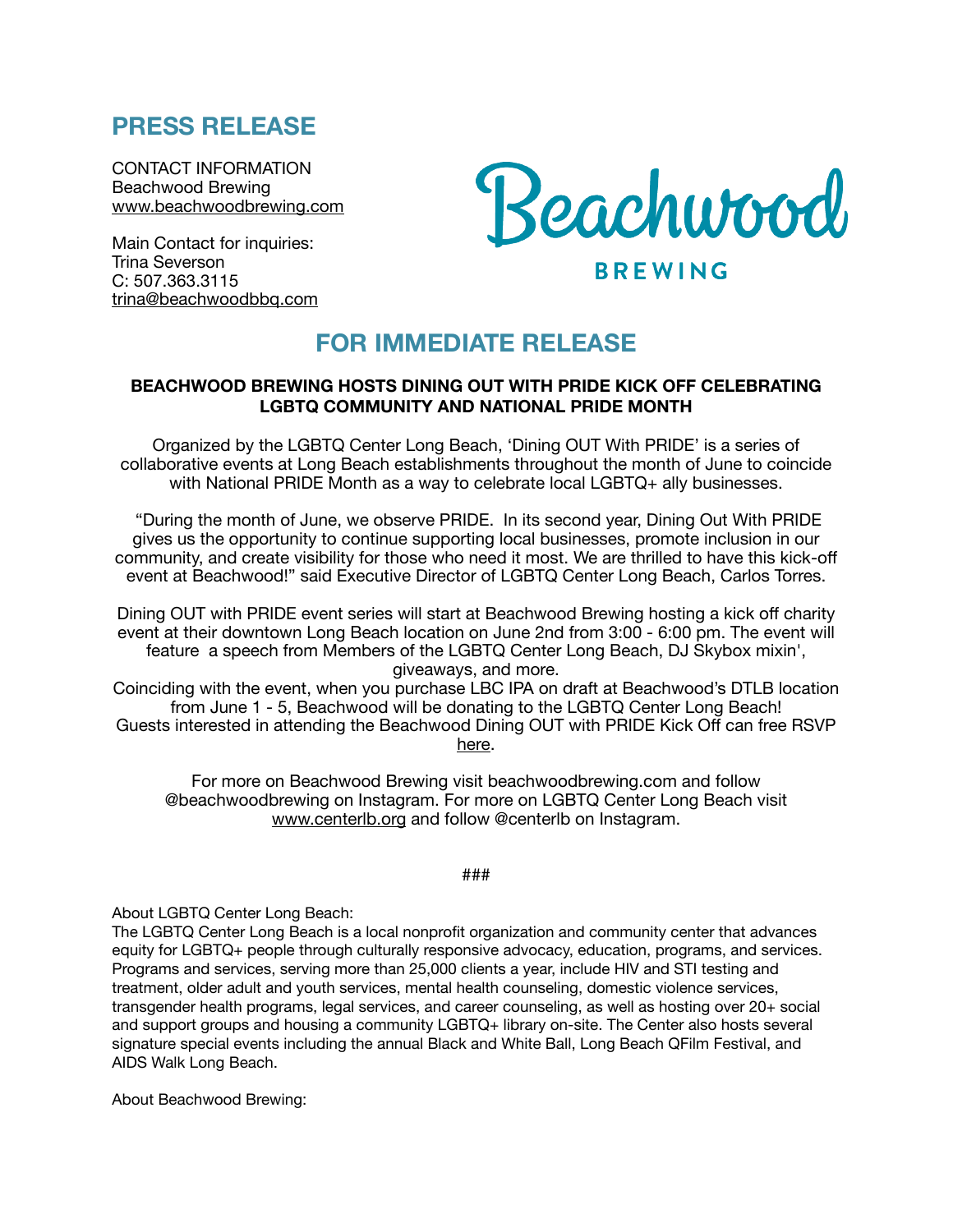# PRESS RELEASE

CONTACT INFORMATION
Beachwood Brewing
www.beachwoodbrewing.com

Main Contact for inquiries:
Trina Severson
C: 507.363.3115
trina@beachwoodbbq.com

Beachwood

BREWING

## FOR IMMEDIATE RELEASE

**BEACHWOOD BREWING HOSTS DINING OUT WITH PRIDE KICK OFF CELEBRATING LGBTQ COMMUNITY AND NATIONAL PRIDE MONTH**

Organized by the LGBTQ Center Long Beach, 'Dining OUT With PRIDE' is a series of collaborative events at Long Beach establishments throughout the month of June to coincide with National PRIDE Month as a way to celebrate local LGBTQ+ ally businesses.

"During the month of June, we observe PRIDE. In its second year, Dining Out With PRIDE gives us the opportunity to continue supporting local businesses, promote inclusion in our community, and create visibility for those who need it most. We are thrilled to have this kick-off event at Beachwood!" said Executive Director of LGBTQ Center Long Beach, Carlos Torres.

Dining OUT with PRIDE event series will start at Beachwood Brewing hosting a kick off charity event at their downtown Long Beach location on June 2nd from 3:00 - 6:00 pm. The event will feature a speech from Members of the LGBTQ Center Long Beach, DJ Skybox mixin', giveaways, and more.
Coinciding with the event, when you purchase LBC IPA on draft at Beachwood's DTLB location from June 1 - 5, Beachwood will be donating to the LGBTQ Center Long Beach!
Guests interested in attending the Beachwood Dining OUT with PRIDE Kick Off can free RSVP here.

For more on Beachwood Brewing visit beachwoodbrewing.com and follow @beachwoodbrewing on Instagram. For more on LGBTQ Center Long Beach visit www.centerlb.org and follow @centerlb on Instagram.

###

About LGBTQ Center Long Beach:
The LGBTQ Center Long Beach is a local nonprofit organization and community center that advances equity for LGBTQ+ people through culturally responsive advocacy, education, programs, and services. Programs and services, serving more than 25,000 clients a year, include HIV and STI testing and treatment, older adult and youth services, mental health counseling, domestic violence services, transgender health programs, legal services, and career counseling, as well as hosting over 20+ social and support groups and housing a community LGBTQ+ library on-site. The Center also hosts several signature special events including the annual Black and White Ball, Long Beach QFilm Festival, and AIDS Walk Long Beach.

About Beachwood Brewing: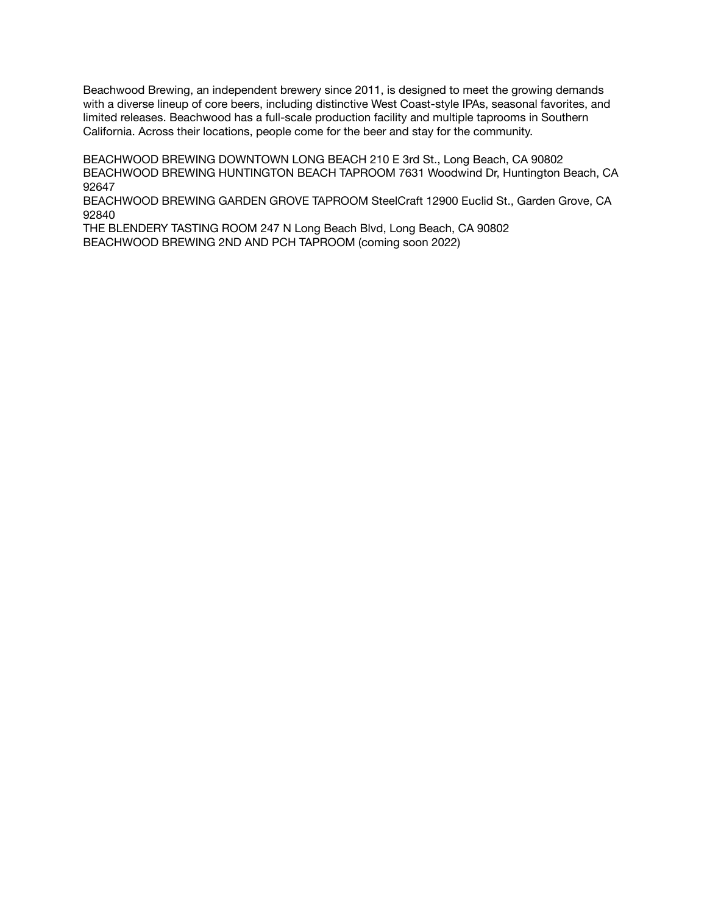Beachwood Brewing, an independent brewery since 2011, is designed to meet the growing demands with a diverse lineup of core beers, including distinctive West Coast-style IPAs, seasonal favorites, and limited releases. Beachwood has a full-scale production facility and multiple taprooms in Southern California. Across their locations, people come for the beer and stay for the community.

BEACHWOOD BREWING DOWNTOWN LONG BEACH 210 E 3rd St., Long Beach, CA 90802
BEACHWOOD BREWING HUNTINGTON BEACH TAPROOM 7631 Woodwind Dr, Huntington Beach, CA 92647
BEACHWOOD BREWING GARDEN GROVE TAPROOM SteelCraft 12900 Euclid St., Garden Grove, CA 92840
THE BLENDERY TASTING ROOM 247 N Long Beach Blvd, Long Beach, CA 90802
BEACHWOOD BREWING 2ND AND PCH TAPROOM (coming soon 2022)